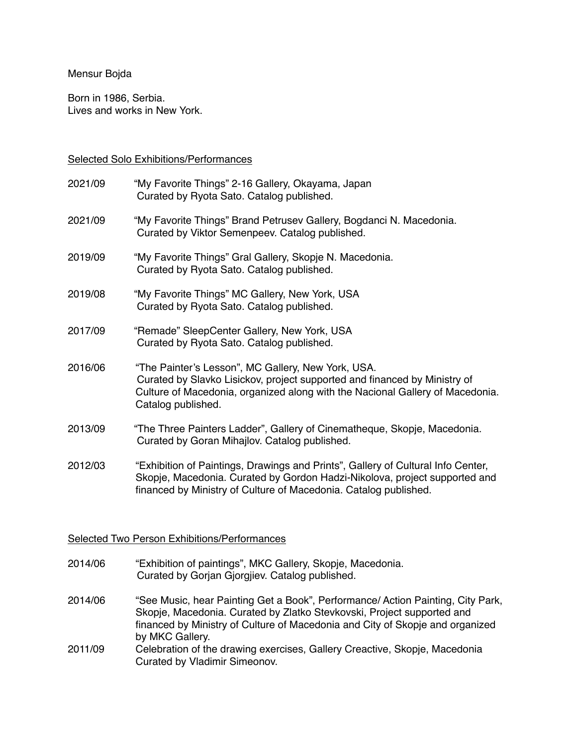Mensur Bojda

Born in 1986, Serbia.
Lives and works in New York.

## Selected Solo Exhibitions/Performances

2021/09 "My Favorite Things" 2-16 Gallery, Okayama, Japan
Curated by Ryota Sato. Catalog published.

2021/09 "My Favorite Things" Brand Petrusev Gallery, Bogdanci N. Macedonia.
Curated by Viktor Semenpeev. Catalog published.

2019/09 "My Favorite Things" Gral Gallery, Skopje N. Macedonia.
Curated by Ryota Sato. Catalog published.

2019/08 "My Favorite Things" MC Gallery, New York, USA
Curated by Ryota Sato. Catalog published.

2017/09 "Remade" SleepCenter Gallery, New York, USA
Curated by Ryota Sato. Catalog published.

2016/06 "The Painter's Lesson", MC Gallery, New York, USA.
Curated by Slavko Lisickov, project supported and financed by Ministry of Culture of Macedonia, organized along with the Nacional Gallery of Macedonia. Catalog published.

2013/09 "The Three Painters Ladder", Gallery of Cinematheque, Skopje, Macedonia.
Curated by Goran Mihajlov. Catalog published.

2012/03 "Exhibition of Paintings, Drawings and Prints", Gallery of Cultural Info Center, Skopje, Macedonia. Curated by Gordon Hadzi-Nikolova, project supported and financed by Ministry of Culture of Macedonia. Catalog published.

## Selected Two Person Exhibitions/Performances

2014/06 "Exhibition of paintings", MKC Gallery, Skopje, Macedonia.
Curated by Gorjan Gjorgjiev. Catalog published.

2014/06 "See Music, hear Painting Get a Book", Performance/ Action Painting, City Park, Skopje, Macedonia. Curated by Zlatko Stevkovski, Project supported and financed by Ministry of Culture of Macedonia and City of Skopje and organized by MKC Gallery.

2011/09 Celebration of the drawing exercises, Gallery Creactive, Skopje, Macedonia
Curated by Vladimir Simeonov.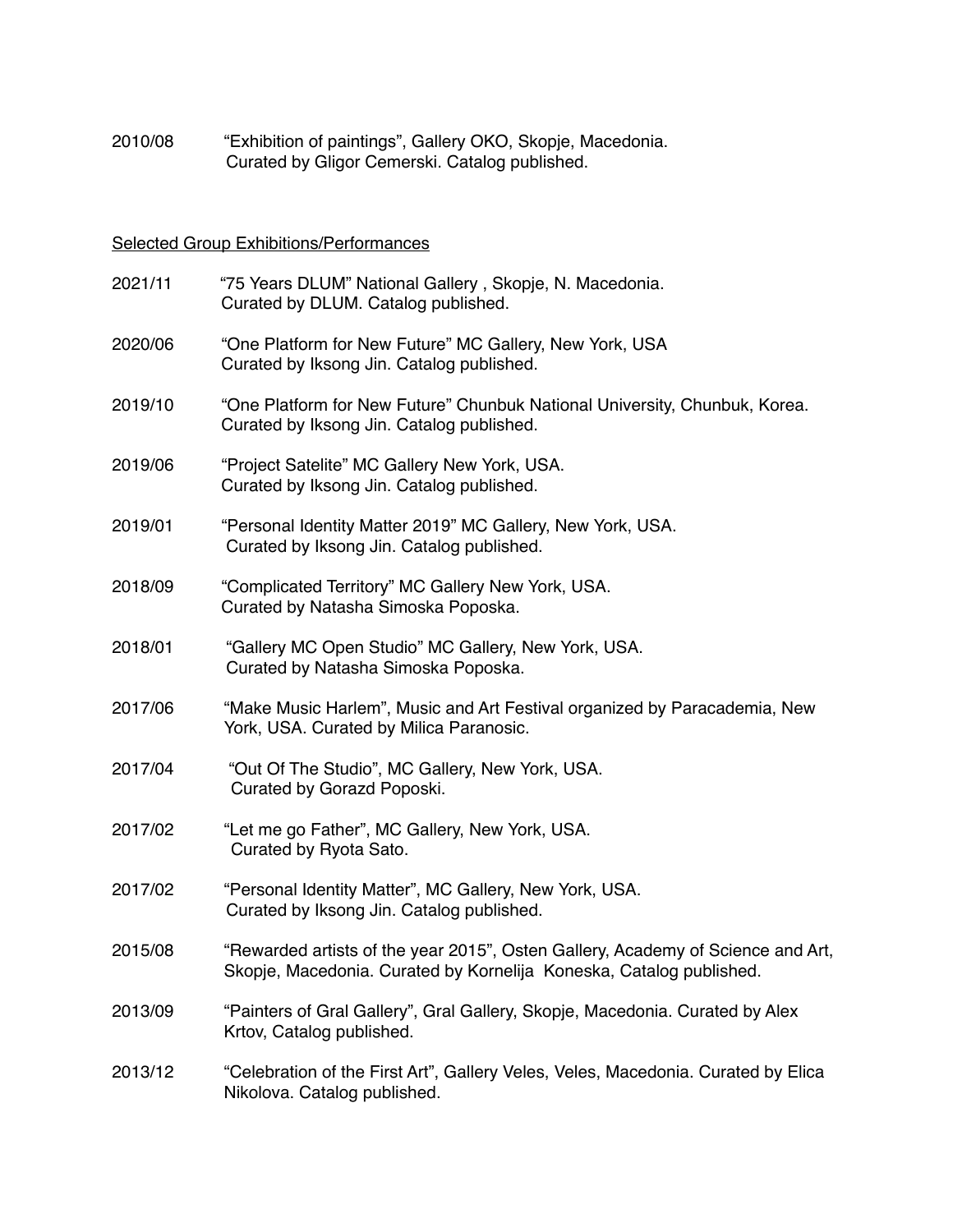2010/08 "Exhibition of paintings", Gallery OKO, Skopje, Macedonia.
Curated by Gligor Cemerski. Catalog published.

Selected Group Exhibitions/Performances

2021/11 "75 Years DLUM" National Gallery , Skopje, N. Macedonia.
Curated by DLUM. Catalog published.

2020/06 "One Platform for New Future" MC Gallery, New York, USA
Curated by Iksong Jin. Catalog published.

2019/10 "One Platform for New Future" Chunbuk National University, Chunbuk, Korea.
Curated by Iksong Jin. Catalog published.

2019/06 "Project Satelite" MC Gallery New York, USA.
Curated by Iksong Jin. Catalog published.

2019/01 "Personal Identity Matter 2019" MC Gallery, New York, USA.
Curated by Iksong Jin. Catalog published.

2018/09 "Complicated Territory" MC Gallery New York, USA.
Curated by Natasha Simoska Poposka.

2018/01 "Gallery MC Open Studio" MC Gallery, New York, USA.
Curated by Natasha Simoska Poposka.

2017/06 "Make Music Harlem", Music and Art Festival organized by Paracademia, New York, USA. Curated by Milica Paranosic.

2017/04 "Out Of The Studio", MC Gallery, New York, USA.
Curated by Gorazd Poposki.

2017/02 "Let me go Father", MC Gallery, New York, USA.
Curated by Ryota Sato.

2017/02 "Personal Identity Matter", MC Gallery, New York, USA.
Curated by Iksong Jin. Catalog published.

2015/08 "Rewarded artists of the year 2015", Osten Gallery, Academy of Science and Art, Skopje, Macedonia. Curated by Kornelija Koneska, Catalog published.

2013/09 "Painters of Gral Gallery", Gral Gallery, Skopje, Macedonia. Curated by Alex Krtov, Catalog published.

2013/12 "Celebration of the First Art", Gallery Veles, Veles, Macedonia. Curated by Elica Nikolova. Catalog published.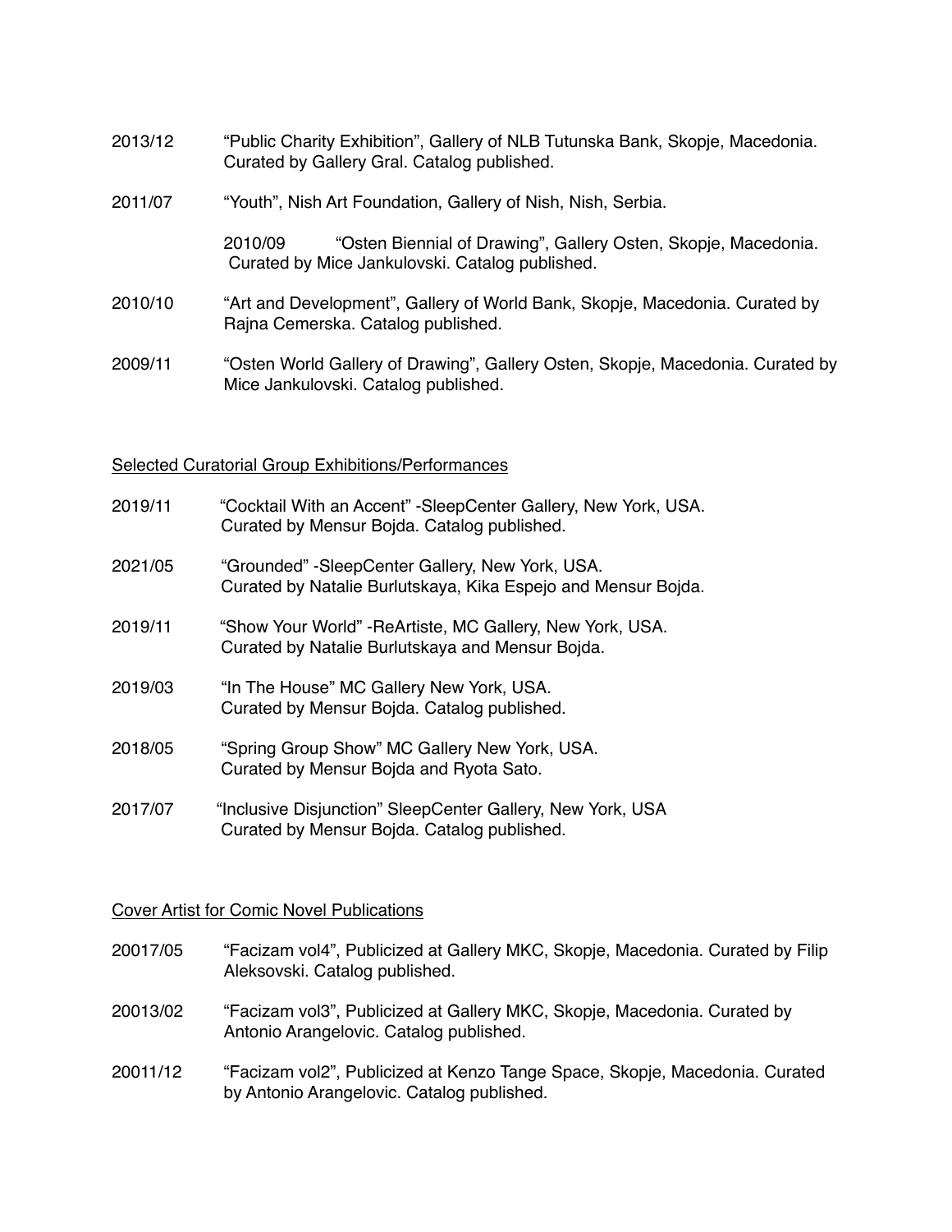2013/12 “Public Charity Exhibition”, Gallery of NLB Tutunska Bank, Skopje, Macedonia. Curated by Gallery Gral. Catalog published.

2011/07 “Youth”, Nish Art Foundation, Gallery of Nish, Nish, Serbia.

2010/09 “Osten Biennial of Drawing”, Gallery Osten, Skopje, Macedonia. Curated by Mice Jankulovski. Catalog published.

2010/10 “Art and Development”, Gallery of World Bank, Skopje, Macedonia. Curated by Rajna Cemerska. Catalog published.

2009/11 “Osten World Gallery of Drawing”, Gallery Osten, Skopje, Macedonia. Curated by Mice Jankulovski. Catalog published.

<u>Selected Curatorial Group Exhibitions/Performances</u>

2019/11 “Cocktail With an Accent” -SleepCenter Gallery, New York, USA. Curated by Mensur Bojda. Catalog published.

2021/05 “Grounded” -SleepCenter Gallery, New York, USA. Curated by Natalie Burlutskaya, Kika Espejo and Mensur Bojda.

2019/11 “Show Your World” -ReArtiste, MC Gallery, New York, USA. Curated by Natalie Burlutskaya and Mensur Bojda.

2019/03 “In The House” MC Gallery New York, USA. Curated by Mensur Bojda. Catalog published.

2018/05 “Spring Group Show” MC Gallery New York, USA. Curated by Mensur Bojda and Ryota Sato.

2017/07 “Inclusive Disjunction” SleepCenter Gallery, New York, USA Curated by Mensur Bojda. Catalog published.

<u>Cover Artist for Comic Novel Publications</u>

20017/05 “Facizam vol4”, Publicized at Gallery MKC, Skopje, Macedonia. Curated by Filip Aleksovski. Catalog published.

20013/02 “Facizam vol3”, Publicized at Gallery MKC, Skopje, Macedonia. Curated by Antonio Arangelovic. Catalog published.

20011/12 “Facizam vol2”, Publicized at Kenzo Tange Space, Skopje, Macedonia. Curated by Antonio Arangelovic. Catalog published.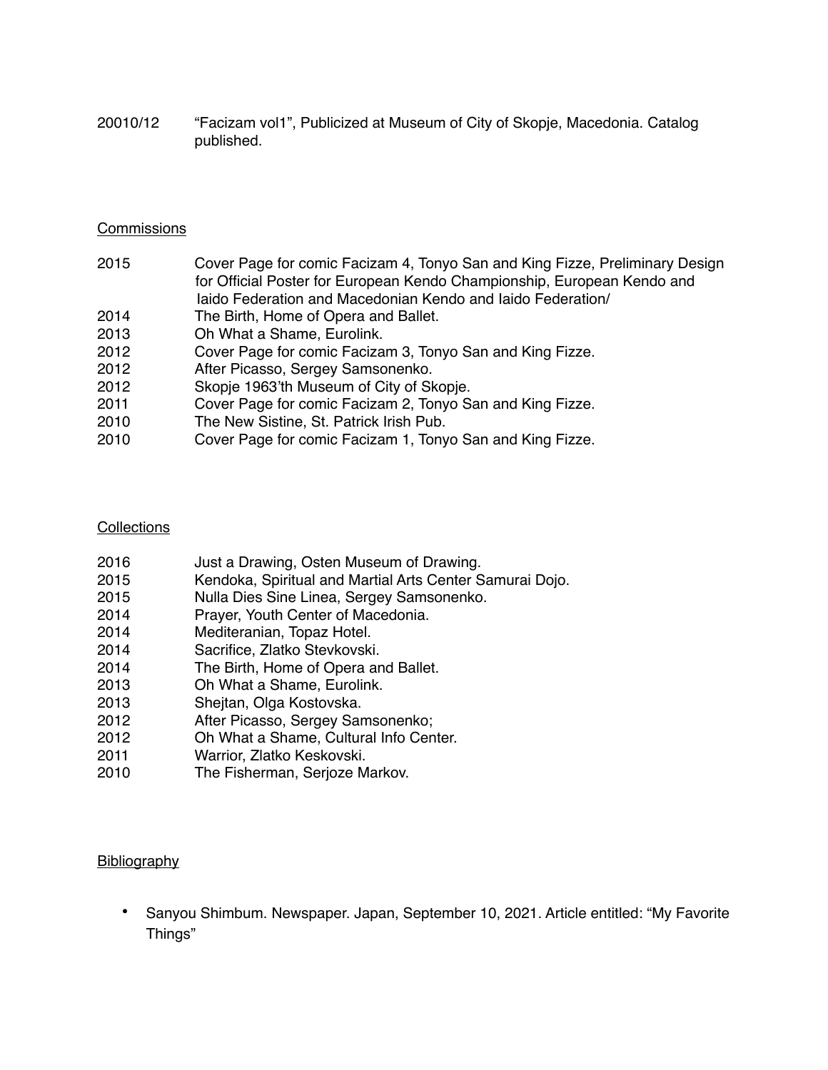20010/12 "Facizam vol1", Publicized at Museum of City of Skopje, Macedonia. Catalog published.

## Commissions

2015 Cover Page for comic Facizam 4, Tonyo San and King Fizze, Preliminary Design for Official Poster for European Kendo Championship, European Kendo and Iaido Federation and Macedonian Kendo and Iaido Federation/
2014 The Birth, Home of Opera and Ballet.
2013 Oh What a Shame, Eurolink.
2012 Cover Page for comic Facizam 3, Tonyo San and King Fizze.
2012 After Picasso, Sergey Samsonenko.
2012 Skopje 1963'th Museum of City of Skopje.
2011 Cover Page for comic Facizam 2, Tonyo San and King Fizze.
2010 The New Sistine, St. Patrick Irish Pub.
2010 Cover Page for comic Facizam 1, Tonyo San and King Fizze.

## Collections

2016 Just a Drawing, Osten Museum of Drawing.
2015 Kendoka, Spiritual and Martial Arts Center Samurai Dojo.
2015 Nulla Dies Sine Linea, Sergey Samsonenko.
2014 Prayer, Youth Center of Macedonia.
2014 Mediteranian, Topaz Hotel.
2014 Sacrifice, Zlatko Stevkovski.
2014 The Birth, Home of Opera and Ballet.
2013 Oh What a Shame, Eurolink.
2013 Shejtan, Olga Kostovska.
2012 After Picasso, Sergey Samsonenko;
2012 Oh What a Shame, Cultural Info Center.
2011 Warrior, Zlatko Keskovski.
2010 The Fisherman, Serjoze Markov.

## Bibliography

- Sanyou Shimbum. Newspaper. Japan, September 10, 2021. Article entitled: "My Favorite Things"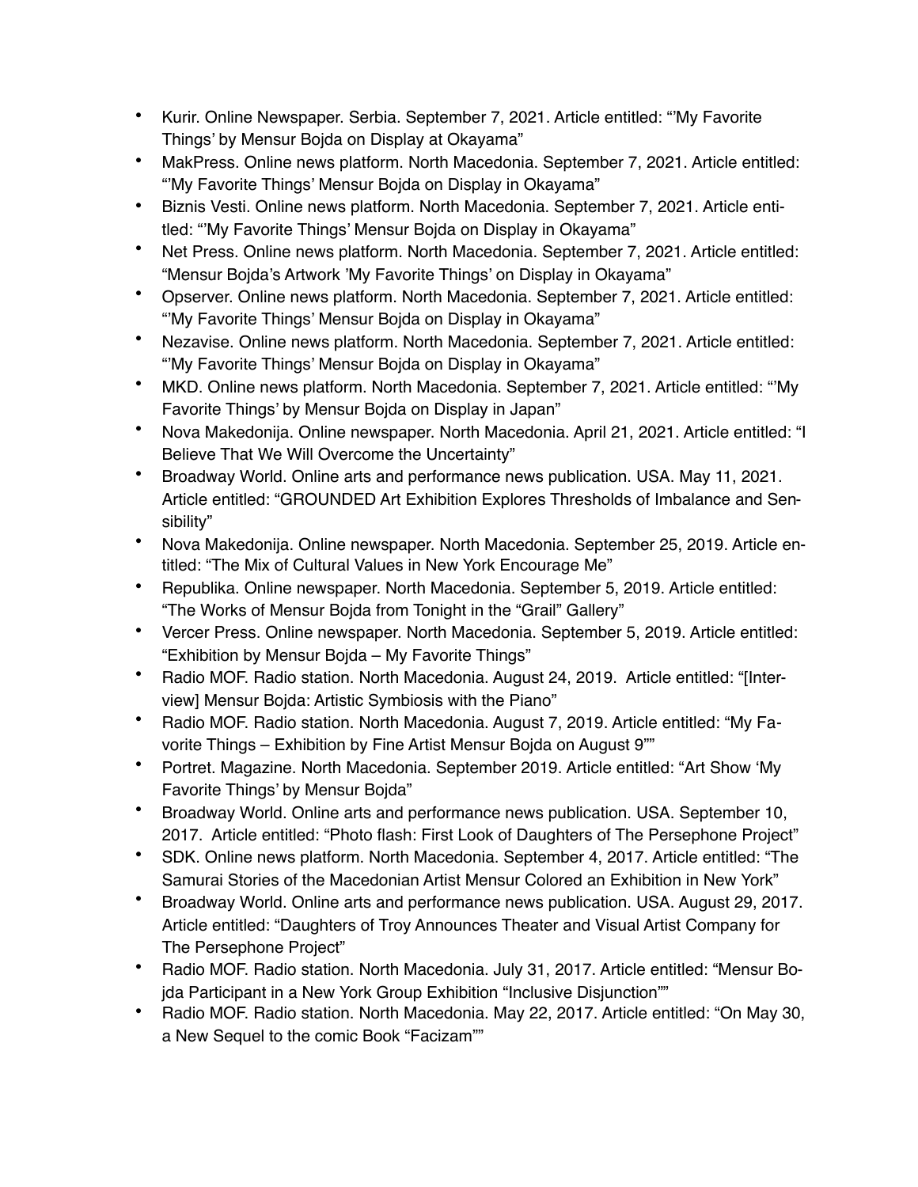- Kurir. Online Newspaper. Serbia. September 7, 2021. Article entitled: "'My Favorite Things' by Mensur Bojda on Display at Okayama"
- MakPress. Online news platform. North Macedonia. September 7, 2021. Article entitled: "'My Favorite Things' Mensur Bojda on Display in Okayama"
- Biznis Vesti. Online news platform. North Macedonia. September 7, 2021. Article entitled: "'My Favorite Things' Mensur Bojda on Display in Okayama"
- Net Press. Online news platform. North Macedonia. September 7, 2021. Article entitled: "Mensur Bojda's Artwork 'My Favorite Things' on Display in Okayama"
- Opserver. Online news platform. North Macedonia. September 7, 2021. Article entitled: "'My Favorite Things' Mensur Bojda on Display in Okayama"
- Nezavise. Online news platform. North Macedonia. September 7, 2021. Article entitled: "'My Favorite Things' Mensur Bojda on Display in Okayama"
- MKD. Online news platform. North Macedonia. September 7, 2021. Article entitled: "'My Favorite Things' by Mensur Bojda on Display in Japan"
- Nova Makedonija. Online newspaper. North Macedonia. April 21, 2021. Article entitled: "I Believe That We Will Overcome the Uncertainty"
- Broadway World. Online arts and performance news publication. USA. May 11, 2021. Article entitled: "GROUNDED Art Exhibition Explores Thresholds of Imbalance and Sensibility"
- Nova Makedonija. Online newspaper. North Macedonia. September 25, 2019. Article entitled: "The Mix of Cultural Values in New York Encourage Me"
- Republika. Online newspaper. North Macedonia. September 5, 2019. Article entitled: "The Works of Mensur Bojda from Tonight in the "Grail" Gallery"
- Vercer Press. Online newspaper. North Macedonia. September 5, 2019. Article entitled: "Exhibition by Mensur Bojda – My Favorite Things"
- Radio MOF. Radio station. North Macedonia. August 24, 2019. Article entitled: "[Interview] Mensur Bojda: Artistic Symbiosis with the Piano"
- Radio MOF. Radio station. North Macedonia. August 7, 2019. Article entitled: "My Favorite Things – Exhibition by Fine Artist Mensur Bojda on August 9""
- Portret. Magazine. North Macedonia. September 2019. Article entitled: "Art Show 'My Favorite Things' by Mensur Bojda"
- Broadway World. Online arts and performance news publication. USA. September 10, 2017. Article entitled: "Photo flash: First Look of Daughters of The Persephone Project"
- SDK. Online news platform. North Macedonia. September 4, 2017. Article entitled: "The Samurai Stories of the Macedonian Artist Mensur Colored an Exhibition in New York"
- Broadway World. Online arts and performance news publication. USA. August 29, 2017. Article entitled: "Daughters of Troy Announces Theater and Visual Artist Company for The Persephone Project"
- Radio MOF. Radio station. North Macedonia. July 31, 2017. Article entitled: "Mensur Bojda Participant in a New York Group Exhibition "Inclusive Disjunction""
- Radio MOF. Radio station. North Macedonia. May 22, 2017. Article entitled: "On May 30, a New Sequel to the comic Book "Facizam""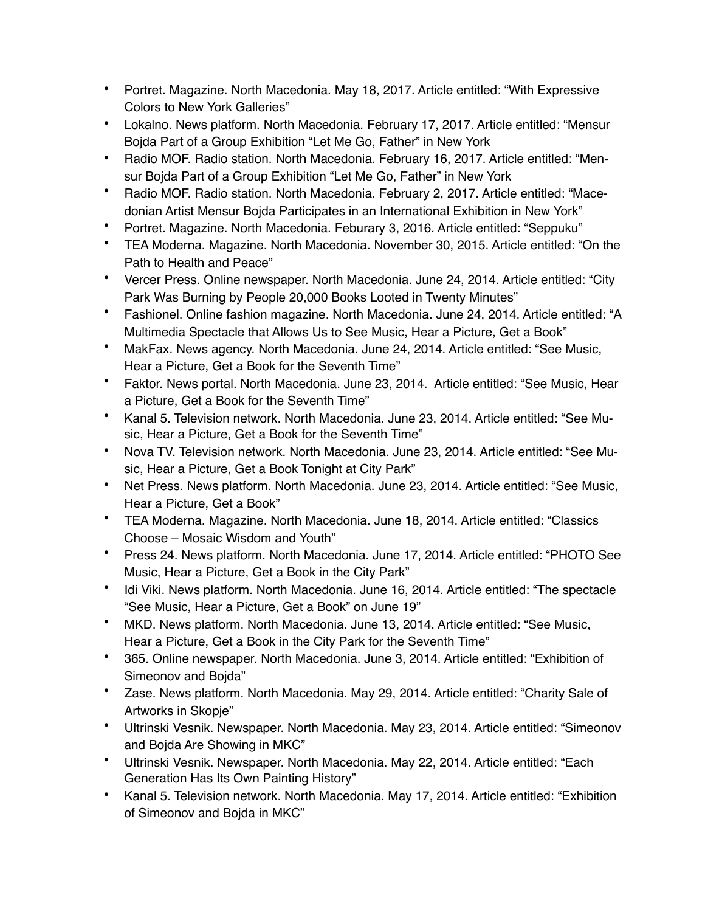- Portret. Magazine. North Macedonia. May 18, 2017. Article entitled: “With Expressive Colors to New York Galleries”
- Lokalno. News platform. North Macedonia. February 17, 2017. Article entitled: “Mensur Bojda Part of a Group Exhibition “Let Me Go, Father” in New York
- Radio MOF. Radio station. North Macedonia. February 16, 2017. Article entitled: “Mensur Bojda Part of a Group Exhibition “Let Me Go, Father” in New York
- Radio MOF. Radio station. North Macedonia. February 2, 2017. Article entitled: “Macedonian Artist Mensur Bojda Participates in an International Exhibition in New York”
- Portret. Magazine. North Macedonia. Feburary 3, 2016. Article entitled: “Seppuku”
- TEA Moderna. Magazine. North Macedonia. November 30, 2015. Article entitled: “On the Path to Health and Peace”
- Vercer Press. Online newspaper. North Macedonia. June 24, 2014. Article entitled: “City Park Was Burning by People 20,000 Books Looted in Twenty Minutes”
- Fashionel. Online fashion magazine. North Macedonia. June 24, 2014. Article entitled: “A Multimedia Spectacle that Allows Us to See Music, Hear a Picture, Get a Book”
- MakFax. News agency. North Macedonia. June 24, 2014. Article entitled: “See Music, Hear a Picture, Get a Book for the Seventh Time”
- Faktor. News portal. North Macedonia. June 23, 2014. Article entitled: “See Music, Hear a Picture, Get a Book for the Seventh Time”
- Kanal 5. Television network. North Macedonia. June 23, 2014. Article entitled: “See Music, Hear a Picture, Get a Book for the Seventh Time”
- Nova TV. Television network. North Macedonia. June 23, 2014. Article entitled: “See Music, Hear a Picture, Get a Book Tonight at City Park”
- Net Press. News platform. North Macedonia. June 23, 2014. Article entitled: “See Music, Hear a Picture, Get a Book”
- TEA Moderna. Magazine. North Macedonia. June 18, 2014. Article entitled: “Classics Choose – Mosaic Wisdom and Youth”
- Press 24. News platform. North Macedonia. June 17, 2014. Article entitled: “PHOTO See Music, Hear a Picture, Get a Book in the City Park”
- Idi Viki. News platform. North Macedonia. June 16, 2014. Article entitled: “The spectacle “See Music, Hear a Picture, Get a Book” on June 19”
- MKD. News platform. North Macedonia. June 13, 2014. Article entitled: “See Music, Hear a Picture, Get a Book in the City Park for the Seventh Time”
- 365. Online newspaper. North Macedonia. June 3, 2014. Article entitled: “Exhibition of Simeonov and Bojda”
- Zase. News platform. North Macedonia. May 29, 2014. Article entitled: “Charity Sale of Artworks in Skopje”
- Ultrinski Vesnik. Newspaper. North Macedonia. May 23, 2014. Article entitled: “Simeonov and Bojda Are Showing in MKC”
- Ultrinski Vesnik. Newspaper. North Macedonia. May 22, 2014. Article entitled: “Each Generation Has Its Own Painting History”
- Kanal 5. Television network. North Macedonia. May 17, 2014. Article entitled: “Exhibition of Simeonov and Bojda in MKC”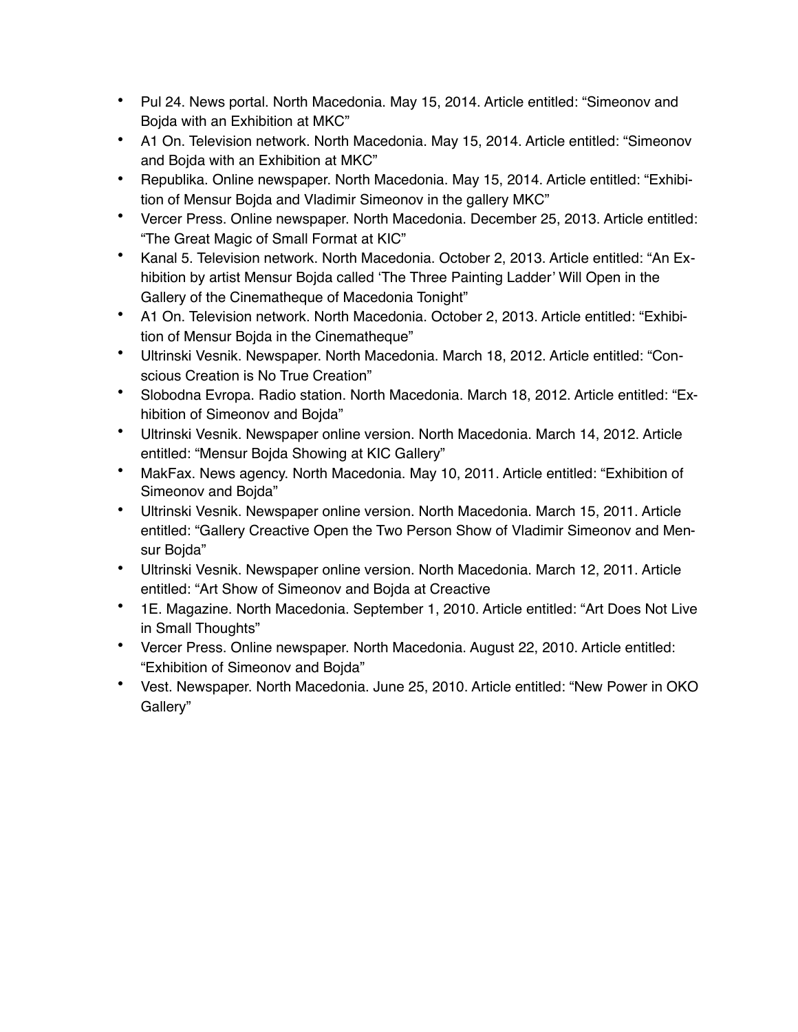- Pul 24. News portal. North Macedonia. May 15, 2014. Article entitled: "Simeonov and Bojda with an Exhibition at MKC"
- A1 On. Television network. North Macedonia. May 15, 2014. Article entitled: "Simeonov and Bojda with an Exhibition at MKC"
- Republika. Online newspaper. North Macedonia. May 15, 2014. Article entitled: "Exhibition of Mensur Bojda and Vladimir Simeonov in the gallery MKC"
- Vercer Press. Online newspaper. North Macedonia. December 25, 2013. Article entitled: "The Great Magic of Small Format at KIC"
- Kanal 5. Television network. North Macedonia. October 2, 2013. Article entitled: "An Exhibition by artist Mensur Bojda called 'The Three Painting Ladder' Will Open in the Gallery of the Cinematheque of Macedonia Tonight"
- A1 On. Television network. North Macedonia. October 2, 2013. Article entitled: "Exhibition of Mensur Bojda in the Cinematheque"
- Ultrinski Vesnik. Newspaper. North Macedonia. March 18, 2012. Article entitled: "Conscious Creation is No True Creation"
- Slobodna Evropa. Radio station. North Macedonia. March 18, 2012. Article entitled: "Exhibition of Simeonov and Bojda"
- Ultrinski Vesnik. Newspaper online version. North Macedonia. March 14, 2012. Article entitled: "Mensur Bojda Showing at KIC Gallery"
- MakFax. News agency. North Macedonia. May 10, 2011. Article entitled: "Exhibition of Simeonov and Bojda"
- Ultrinski Vesnik. Newspaper online version. North Macedonia. March 15, 2011. Article entitled: "Gallery Creactive Open the Two Person Show of Vladimir Simeonov and Mensur Bojda"
- Ultrinski Vesnik. Newspaper online version. North Macedonia. March 12, 2011. Article entitled: "Art Show of Simeonov and Bojda at Creactive
- 1E. Magazine. North Macedonia. September 1, 2010. Article entitled: "Art Does Not Live in Small Thoughts"
- Vercer Press. Online newspaper. North Macedonia. August 22, 2010. Article entitled: "Exhibition of Simeonov and Bojda"
- Vest. Newspaper. North Macedonia. June 25, 2010. Article entitled: "New Power in OKO Gallery"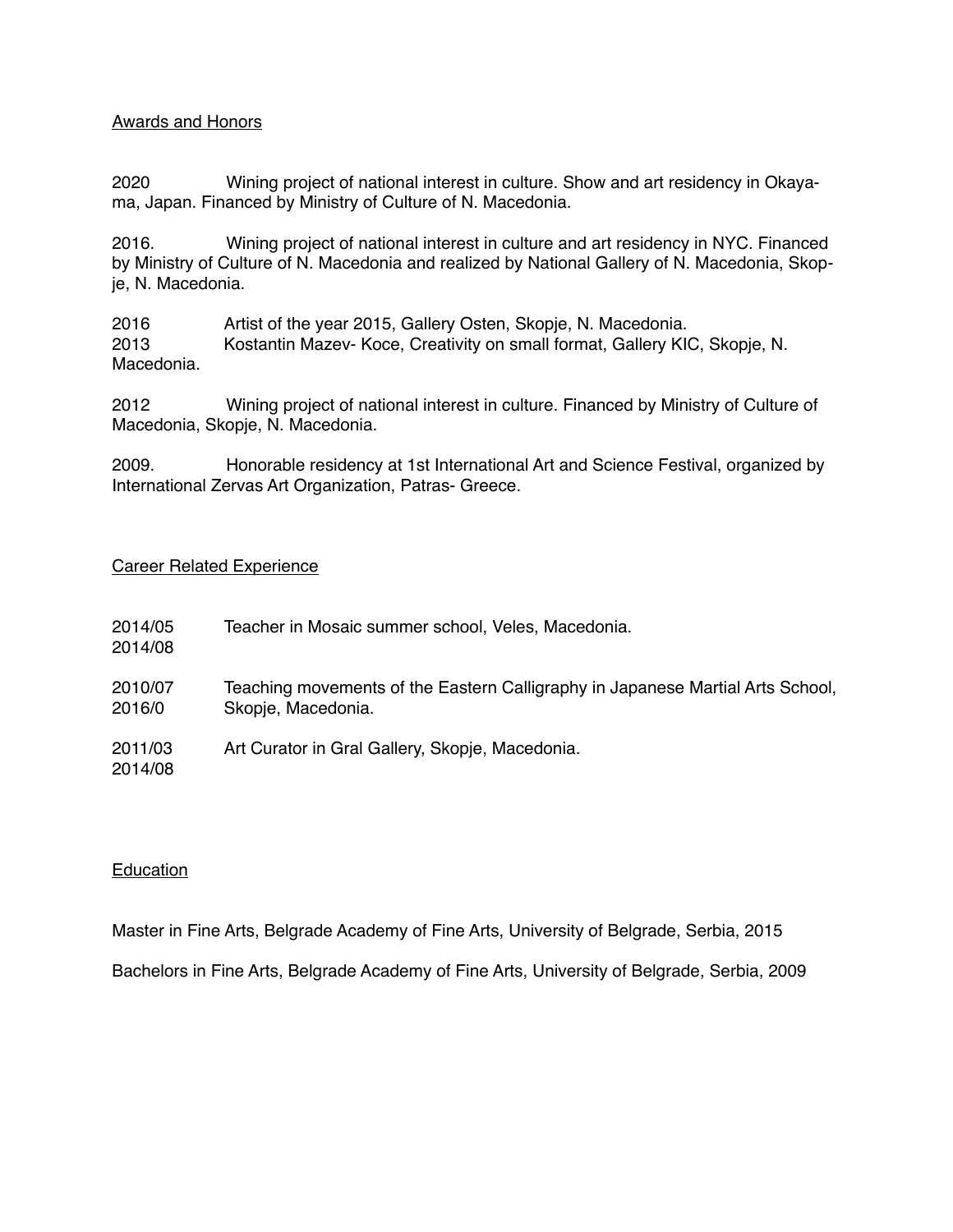Awards and Honors

2020 Wining project of national interest in culture. Show and art residency in Okayama, Japan. Financed by Ministry of Culture of N. Macedonia.

2016. Wining project of national interest in culture and art residency in NYC. Financed by Ministry of Culture of N. Macedonia and realized by National Gallery of N. Macedonia, Skopje, N. Macedonia.

2016 Artist of the year 2015, Gallery Osten, Skopje, N. Macedonia.
2013 Kostantin Mazev- Koce, Creativity on small format, Gallery KIC, Skopje, N. Macedonia.

2012 Wining project of national interest in culture. Financed by Ministry of Culture of Macedonia, Skopje, N. Macedonia.

2009. Honorable residency at 1st International Art and Science Festival, organized by International Zervas Art Organization, Patras- Greece.

Career Related Experience

2014/05
2014/08 Teacher in Mosaic summer school, Veles, Macedonia.

2010/07
2016/0 Teaching movements of the Eastern Calligraphy in Japanese Martial Arts School, Skopje, Macedonia.

2011/03
2014/08 Art Curator in Gral Gallery, Skopje, Macedonia.

Education

Master in Fine Arts, Belgrade Academy of Fine Arts, University of Belgrade, Serbia, 2015

Bachelors in Fine Arts, Belgrade Academy of Fine Arts, University of Belgrade, Serbia, 2009